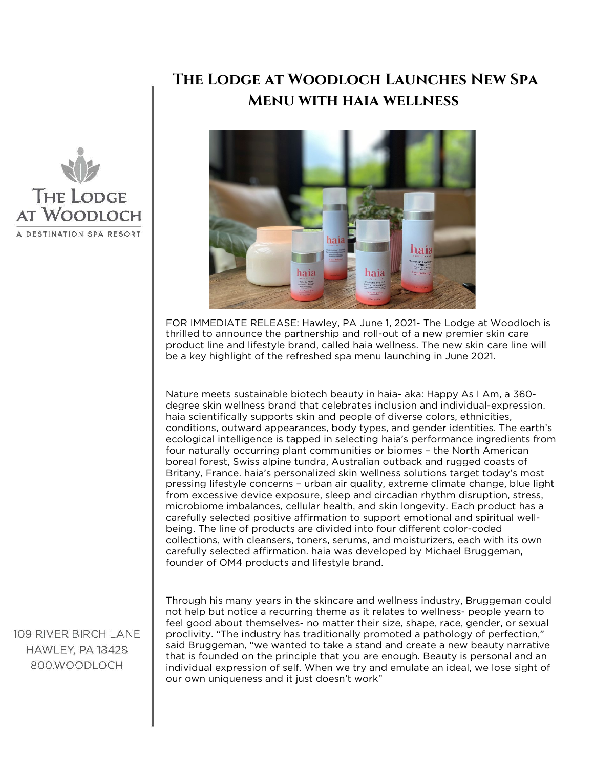# The Lodge at Woodloch Launches New Spa Menu with haia wellness

The Lodge at Woodloch
A Destination Spa Resort

FOR IMMEDIATE RELEASE: Hawley, PA June 1, 2021- The Lodge at Woodloch is thrilled to announce the partnership and roll-out of a new premier skin care product line and lifestyle brand, called haia wellness. The new skin care line will be a key highlight of the refreshed spa menu launching in June 2021.

Nature meets sustainable biotech beauty in haia- aka: Happy As I Am, a 360-degree skin wellness brand that celebrates inclusion and individual-expression. haia scientifically supports skin and people of diverse colors, ethnicities, conditions, outward appearances, body types, and gender identities. The earth's ecological intelligence is tapped in selecting haia's performance ingredients from four naturally occurring plant communities or biomes – the North American boreal forest, Swiss alpine tundra, Australian outback and rugged coasts of Britany, France. haia's personalized skin wellness solutions target today's most pressing lifestyle concerns – urban air quality, extreme climate change, blue light from excessive device exposure, sleep and circadian rhythm disruption, stress, microbiome imbalances, cellular health, and skin longevity. Each product has a carefully selected positive affirmation to support emotional and spiritual well-being. The line of products are divided into four different color-coded collections, with cleansers, toners, serums, and moisturizers, each with its own carefully selected affirmation. haia was developed by Michael Bruggeman, founder of OM4 products and lifestyle brand.

Through his many years in the skincare and wellness industry, Bruggeman could not help but notice a recurring theme as it relates to wellness- people yearn to feel good about themselves- no matter their size, shape, race, gender, or sexual proclivity. "The industry has traditionally promoted a pathology of perfection," said Bruggeman, "we wanted to take a stand and create a new beauty narrative that is founded on the principle that you are enough. Beauty is personal and an individual expression of self. When we try and emulate an ideal, we lose sight of our own uniqueness and it just doesn't work"

109 RIVER BIRCH LANE
HAWLEY, PA 18428
800.WOODLOCH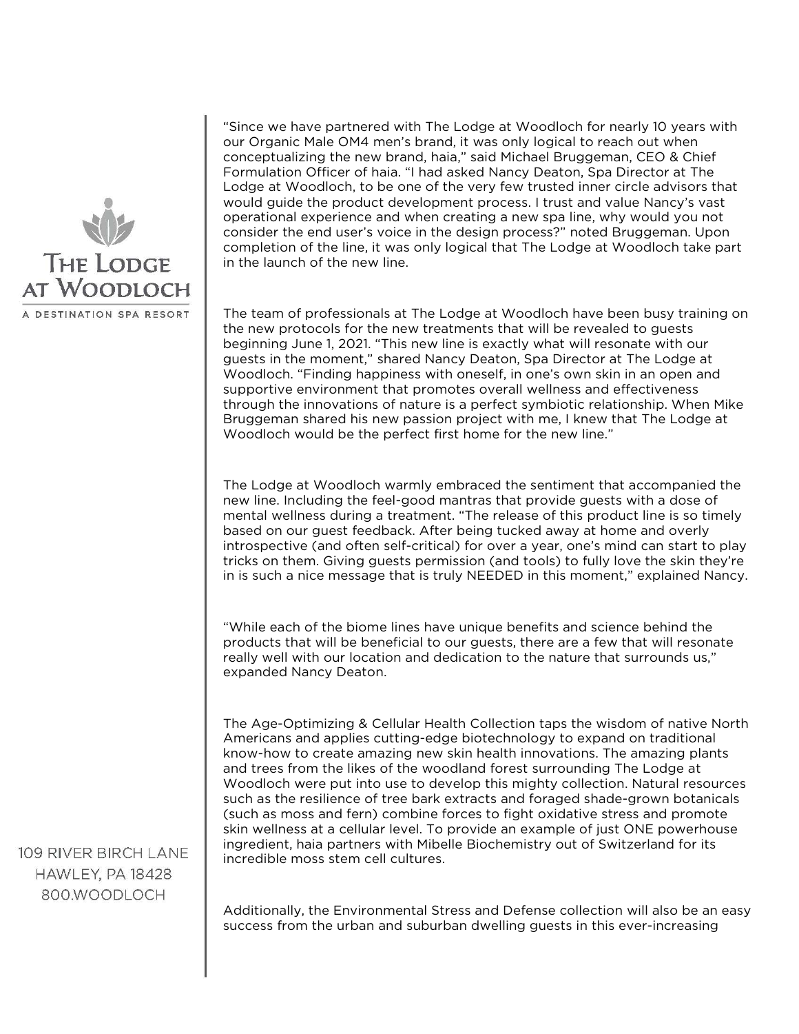"Since we have partnered with The Lodge at Woodloch for nearly 10 years with our Organic Male OM4 men's brand, it was only logical to reach out when conceptualizing the new brand, haia," said Michael Bruggeman, CEO & Chief Formulation Officer of haia. "I had asked Nancy Deaton, Spa Director at The Lodge at Woodloch, to be one of the very few trusted inner circle advisors that would guide the product development process. I trust and value Nancy's vast operational experience and when creating a new spa line, why would you not consider the end user's voice in the design process?" noted Bruggeman. Upon completion of the line, it was only logical that The Lodge at Woodloch take part in the launch of the new line.

The team of professionals at The Lodge at Woodloch have been busy training on the new protocols for the new treatments that will be revealed to guests beginning June 1, 2021. "This new line is exactly what will resonate with our guests in the moment," shared Nancy Deaton, Spa Director at The Lodge at Woodloch. "Finding happiness with oneself, in one's own skin in an open and supportive environment that promotes overall wellness and effectiveness through the innovations of nature is a perfect symbiotic relationship. When Mike Bruggeman shared his new passion project with me, I knew that The Lodge at Woodloch would be the perfect first home for the new line."

The Lodge at Woodloch warmly embraced the sentiment that accompanied the new line. Including the feel-good mantras that provide guests with a dose of mental wellness during a treatment. "The release of this product line is so timely based on our guest feedback. After being tucked away at home and overly introspective (and often self-critical) for over a year, one's mind can start to play tricks on them. Giving guests permission (and tools) to fully love the skin they're in is such a nice message that is truly NEEDED in this moment," explained Nancy.

"While each of the biome lines have unique benefits and science behind the products that will be beneficial to our guests, there are a few that will resonate really well with our location and dedication to the nature that surrounds us," expanded Nancy Deaton.

The Age-Optimizing & Cellular Health Collection taps the wisdom of native North Americans and applies cutting-edge biotechnology to expand on traditional know-how to create amazing new skin health innovations. The amazing plants and trees from the likes of the woodland forest surrounding The Lodge at Woodloch were put into use to develop this mighty collection. Natural resources such as the resilience of tree bark extracts and foraged shade-grown botanicals (such as moss and fern) combine forces to fight oxidative stress and promote skin wellness at a cellular level. To provide an example of just ONE powerhouse ingredient, haia partners with Mibelle Biochemistry out of Switzerland for its incredible moss stem cell cultures.

Additionally, the Environmental Stress and Defense collection will also be an easy success from the urban and suburban dwelling guests in this ever-increasing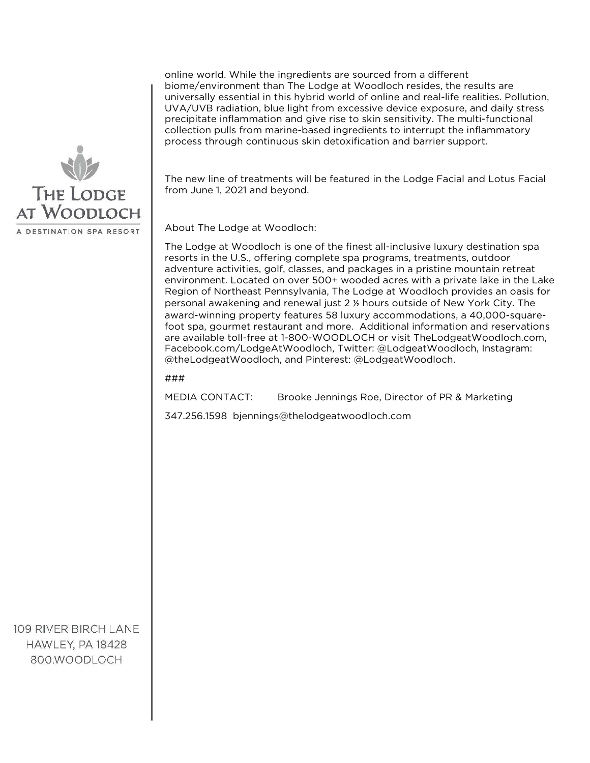online world. While the ingredients are sourced from a different biome/environment than The Lodge at Woodloch resides, the results are universally essential in this hybrid world of online and real-life realities. Pollution, UVA/UVB radiation, blue light from excessive device exposure, and daily stress precipitate inflammation and give rise to skin sensitivity. The multi-functional collection pulls from marine-based ingredients to interrupt the inflammatory process through continuous skin detoxification and barrier support.

The new line of treatments will be featured in the Lodge Facial and Lotus Facial from June 1, 2021 and beyond.

About The Lodge at Woodloch:

The Lodge at Woodloch is one of the finest all-inclusive luxury destination spa resorts in the U.S., offering complete spa programs, treatments, outdoor adventure activities, golf, classes, and packages in a pristine mountain retreat environment. Located on over 500+ wooded acres with a private lake in the Lake Region of Northeast Pennsylvania, The Lodge at Woodloch provides an oasis for personal awakening and renewal just 2 ½ hours outside of New York City. The award-winning property features 58 luxury accommodations, a 40,000-square-foot spa, gourmet restaurant and more. Additional information and reservations are available toll-free at 1-800-WOODLOCH or visit TheLodgeatWoodloch.com, Facebook.com/LodgeAtWoodloch, Twitter: @LodgeatWoodloch, Instagram: @theLodgeatWoodloch, and Pinterest: @LodgeatWoodloch.

###

MEDIA CONTACT: Brooke Jennings Roe, Director of PR & Marketing

347.256.1598 bjennings@thelodgeatwoodloch.com

THE LODGE AT WOODLOCH

A DESTINATION SPA RESORT

109 RIVER BIRCH LANE
HAWLEY, PA 18428
800.WOODLOCH